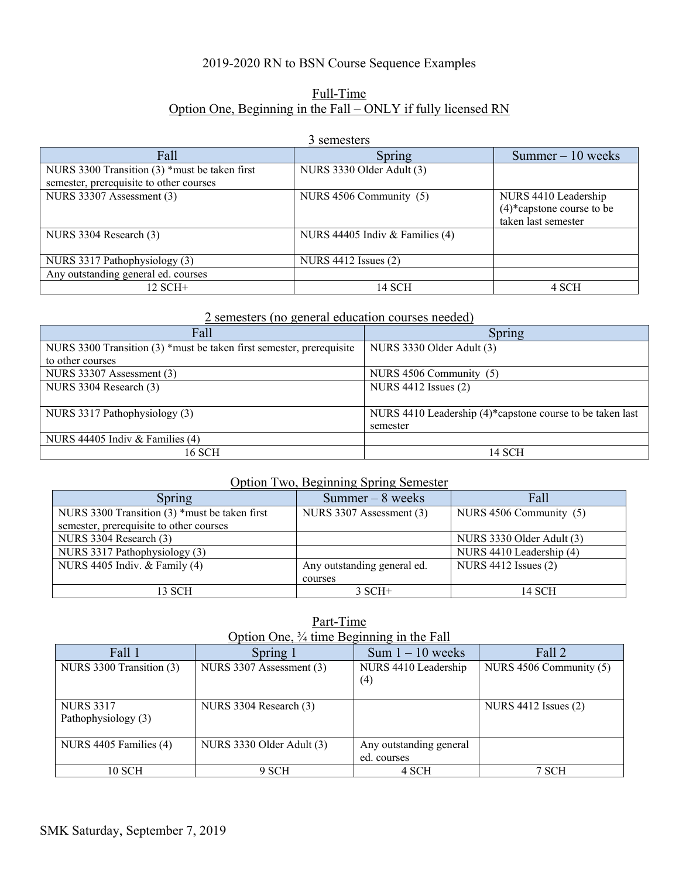# 2019-2020 RN to BSN Course Sequence Examples

## Full-Time

### Option One, Beginning in the Fall – ONLY if fully licensed RN

#### 3 semesters

| Fall | Spring | Summer – 10 weeks |
|---|---|---|
| NURS 3300 Transition (3) *must be taken first semester, prerequisite to other courses | NURS 3330 Older Adult (3) | |
| NURS 33307 Assessment (3) | NURS 4506 Community (5) | NURS 4410 Leadership (4)*capstone course to be taken last semester |
| NURS 3304 Research (3) | NURS 44405 Indiv & Families (4) | |
| NURS 3317 Pathophysiology (3) | NURS 4412 Issues (2) | |
| Any outstanding general ed. courses | | |
| 12 SCH+ | 14 SCH | 4 SCH |

#### 2 semesters (no general education courses needed)

| Fall | Spring |
|---|---|
| NURS 3300 Transition (3) *must be taken first semester, prerequisite to other courses | NURS 3330 Older Adult (3) |
| NURS 33307 Assessment (3) | NURS 4506 Community (5) |
| NURS 3304 Research (3) | NURS 4412 Issues (2) |
| NURS 3317 Pathophysiology (3) | NURS 4410 Leadership (4)*capstone course to be taken last semester |
| NURS 44405 Indiv & Families (4) | |
| 16 SCH | 14 SCH |

### Option Two, Beginning Spring Semester

| Spring | Summer – 8 weeks | Fall |
|---|---|---|
| NURS 3300 Transition (3) *must be taken first semester, prerequisite to other courses | NURS 3307 Assessment (3) | NURS 4506 Community (5) |
| NURS 3304 Research (3) | | NURS 3330 Older Adult (3) |
| NURS 3317 Pathophysiology (3) | | NURS 4410 Leadership (4) |
| NURS 4405 Indiv. & Family (4) | Any outstanding general ed. courses | NURS 4412 Issues (2) |
| 13 SCH | 3 SCH+ | 14 SCH |

## Part-Time

### Option One, ¾ time Beginning in the Fall

| Fall 1 | Spring 1 | Sum 1 – 10 weeks | Fall 2 |
|---|---|---|---|
| NURS 3300 Transition (3) | NURS 3307 Assessment (3) | NURS 4410 Leadership (4) | NURS 4506 Community (5) |
| NURS 3317 Pathophysiology (3) | NURS 3304 Research (3) | | NURS 4412 Issues (2) |
| NURS 4405 Families (4) | NURS 3330 Older Adult (3) | Any outstanding general ed. courses | |
| 10 SCH | 9 SCH | 4 SCH | 7 SCH |

SMK Saturday, September 7, 2019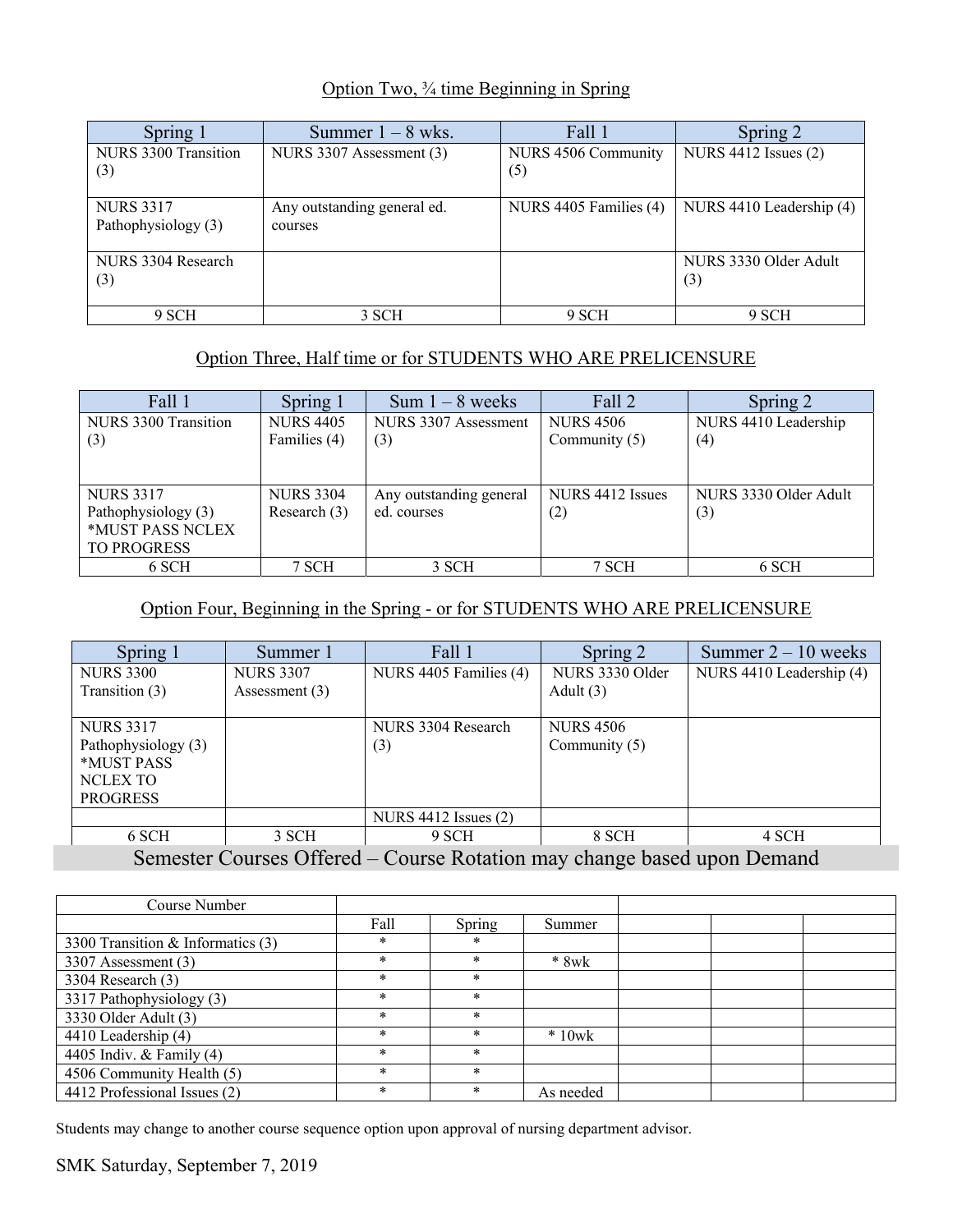## Option Two, ¾ time Beginning in Spring

| Spring 1 | Summer 1 – 8 wks. | Fall 1 | Spring 2 |
|---|---|---|---|
| NURS 3300 Transition (3) | NURS 3307 Assessment (3) | NURS 4506 Community (5) | NURS 4412 Issues (2) |
| NURS 3317 Pathophysiology (3) | Any outstanding general ed. courses | NURS 4405 Families (4) | NURS 4410 Leadership (4) |
| NURS 3304 Research (3) | | | NURS 3330 Older Adult (3) |
| 9 SCH | 3 SCH | 9 SCH | 9 SCH |

## Option Three, Half time or for STUDENTS WHO ARE PRELICENSURE

| Fall 1 | Spring 1 | Sum 1 – 8 weeks | Fall 2 | Spring 2 |
|---|---|---|---|---|
| NURS 3300 Transition (3) | NURS 4405 Families (4) | NURS 3307 Assessment (3) | NURS 4506 Community (5) | NURS 4410 Leadership (4) |
| NURS 3317 Pathophysiology (3) *MUST PASS NCLEX TO PROGRESS | NURS 3304 Research (3) | Any outstanding general ed. courses | NURS 4412 Issues (2) | NURS 3330 Older Adult (3) |
| 6 SCH | 7 SCH | 3 SCH | 7 SCH | 6 SCH |

## Option Four, Beginning in the Spring - or for STUDENTS WHO ARE PRELICENSURE

| Spring 1 | Summer 1 | Fall 1 | Spring 2 | Summer 2 – 10 weeks |
|---|---|---|---|---|
| NURS 3300 Transition (3) | NURS 3307 Assessment (3) | NURS 4405 Families (4) | NURS 3330 Older Adult (3) | NURS 4410 Leadership (4) |
| NURS 3317 Pathophysiology (3) *MUST PASS NCLEX TO PROGRESS | | NURS 3304 Research (3) | NURS 4506 Community (5) | |
| | | NURS 4412 Issues (2) | | |
| 6 SCH | 3 SCH | 9 SCH | 8 SCH | 4 SCH |

## Semester Courses Offered – Course Rotation may change based upon Demand

| Course Number | | | | | | |
|---|---|---|---|---|---|---|
| | Fall | Spring | Summer | | | |
| 3300 Transition & Informatics (3) | * | * | | | | |
| 3307 Assessment (3) | * | * | * 8wk | | | |
| 3304 Research (3) | * | * | | | | |
| 3317 Pathophysiology (3) | * | * | | | | |
| 3330 Older Adult (3) | * | * | | | | |
| 4410 Leadership (4) | * | * | * 10wk | | | |
| 4405 Indiv. & Family (4) | * | * | | | | |
| 4506 Community Health (5) | * | * | | | | |
| 4412 Professional Issues (2) | * | * | As needed | | | |

Students may change to another course sequence option upon approval of nursing department advisor.

SMK Saturday, September 7, 2019